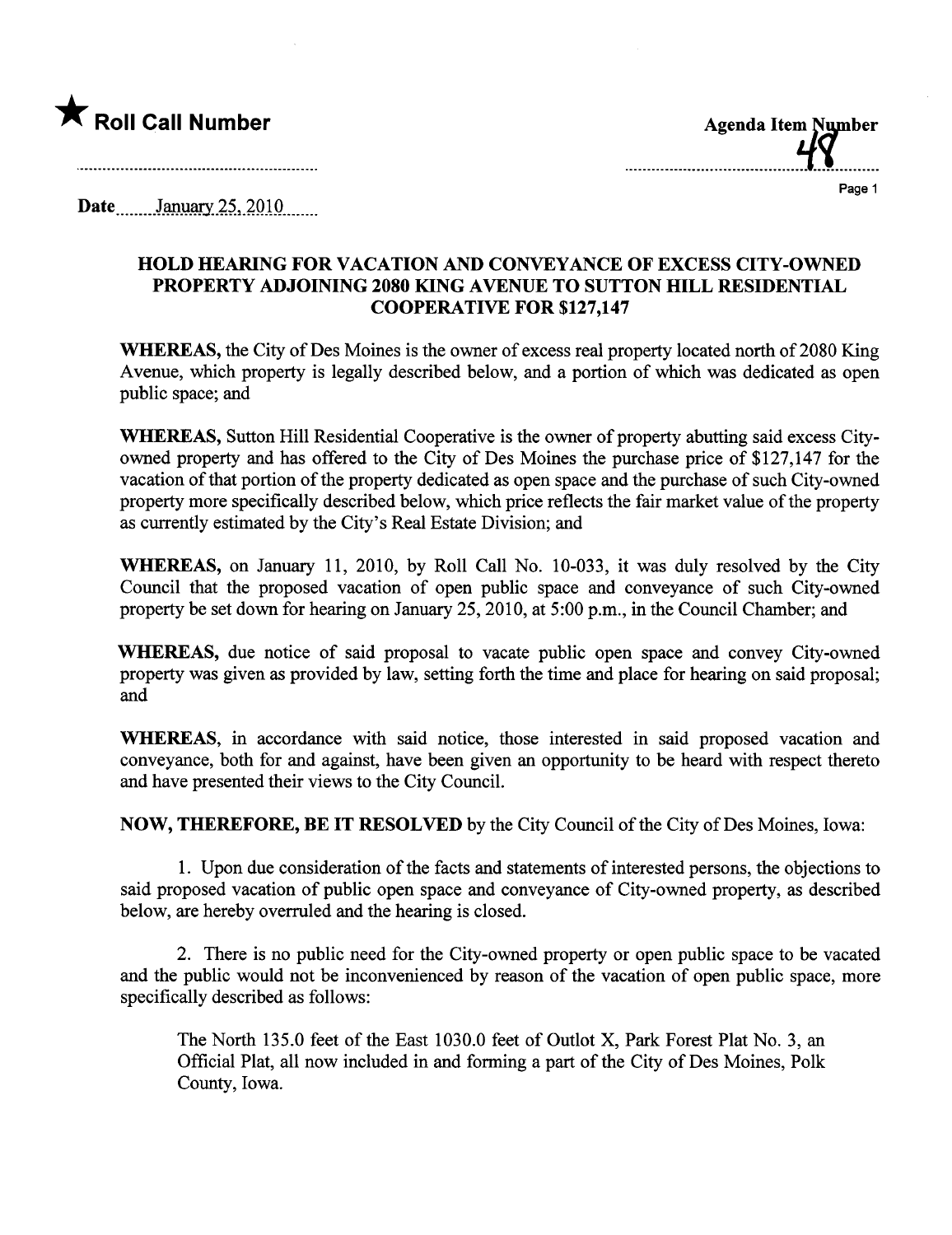★ **Roll Call Number**

**Agenda Item Number**
48

Date January 25, 2010

### HOLD HEARING FOR VACATION AND CONVEYANCE OF EXCESS CITY-OWNED PROPERTY ADJOINING 2080 KING AVENUE TO SUTTON HILL RESIDENTIAL COOPERATIVE FOR $127,147

**WHEREAS,** the City of Des Moines is the owner of excess real property located north of 2080 King Avenue, which property is legally described below, and a portion of which was dedicated as open public space; and

**WHEREAS,** Sutton Hill Residential Cooperative is the owner of property abutting said excess City-owned property and has offered to the City of Des Moines the purchase price of $127,147 for the vacation of that portion of the property dedicated as open space and the purchase of such City-owned property more specifically described below, which price reflects the fair market value of the property as currently estimated by the City's Real Estate Division; and

**WHEREAS,** on January 11, 2010, by Roll Call No. 10-033, it was duly resolved by the City Council that the proposed vacation of open public space and conveyance of such City-owned property be set down for hearing on January 25, 2010, at 5:00 p.m., in the Council Chamber; and

**WHEREAS,** due notice of said proposal to vacate public open space and convey City-owned property was given as provided by law, setting forth the time and place for hearing on said proposal; and

**WHEREAS,** in accordance with said notice, those interested in said proposed vacation and conveyance, both for and against, have been given an opportunity to be heard with respect thereto and have presented their views to the City Council.

**NOW, THEREFORE, BE IT RESOLVED** by the City Council of the City of Des Moines, Iowa:

1. Upon due consideration of the facts and statements of interested persons, the objections to said proposed vacation of public open space and conveyance of City-owned property, as described below, are hereby overruled and the hearing is closed.

2. There is no public need for the City-owned property or open public space to be vacated and the public would not be inconvenienced by reason of the vacation of open public space, more specifically described as follows:

> The North 135.0 feet of the East 1030.0 feet of Outlot X, Park Forest Plat No. 3, an Official Plat, all now included in and forming a part of the City of Des Moines, Polk County, Iowa.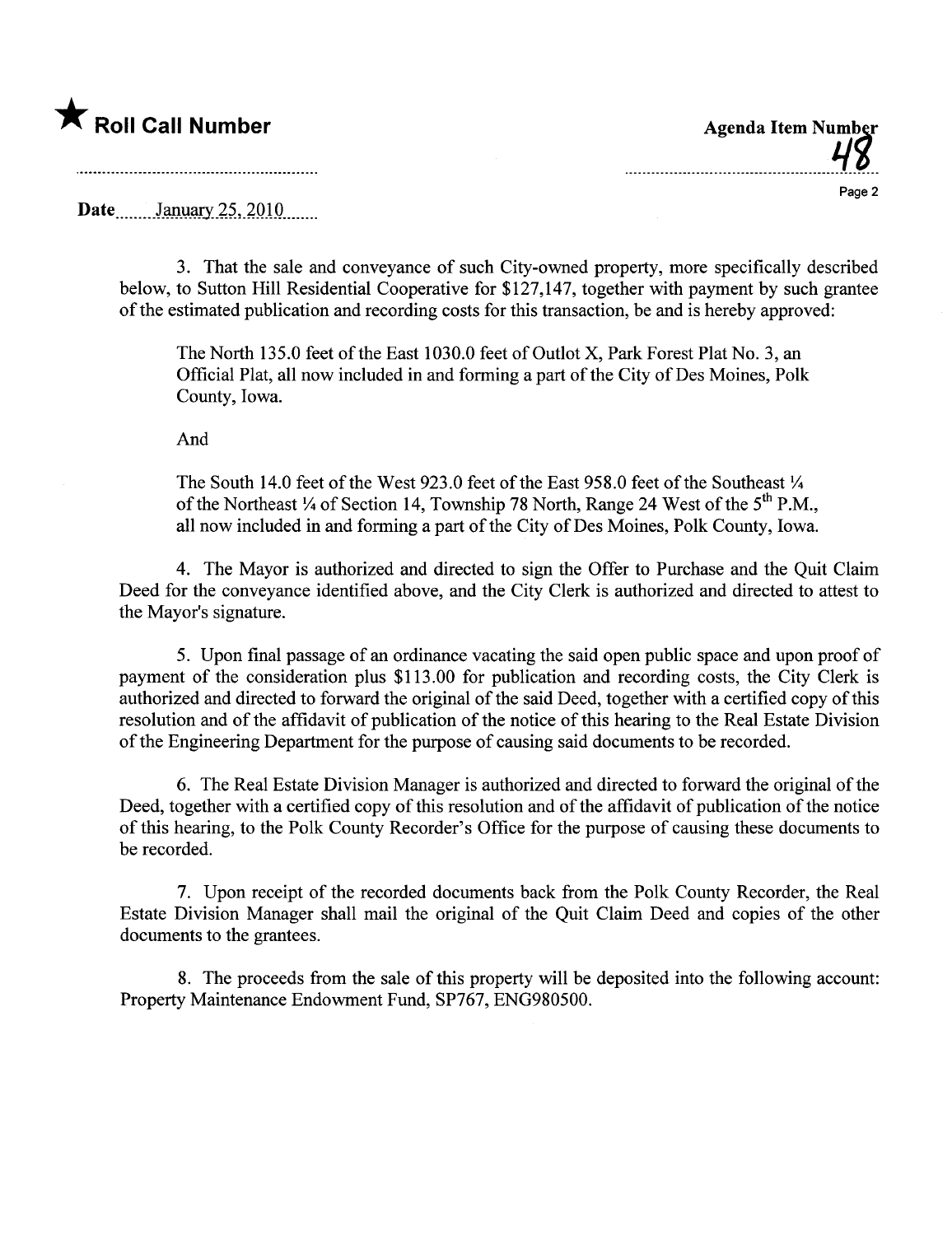★ **Roll Call Number**

**Agenda Item Number**
48

Date January 25, 2010

3. That the sale and conveyance of such City-owned property, more specifically described below, to Sutton Hill Residential Cooperative for $127,147, together with payment by such grantee of the estimated publication and recording costs for this transaction, be and is hereby approved:

> The North 135.0 feet of the East 1030.0 feet of Outlot X, Park Forest Plat No. 3, an Official Plat, all now included in and forming a part of the City of Des Moines, Polk County, Iowa.
>
> And
>
> The South 14.0 feet of the West 923.0 feet of the East 958.0 feet of the Southeast ¼ of the Northeast ¼ of Section 14, Township 78 North, Range 24 West of the 5th P.M., all now included in and forming a part of the City of Des Moines, Polk County, Iowa.

4. The Mayor is authorized and directed to sign the Offer to Purchase and the Quit Claim Deed for the conveyance identified above, and the City Clerk is authorized and directed to attest to the Mayor's signature.

5. Upon final passage of an ordinance vacating the said open public space and upon proof of payment of the consideration plus $113.00 for publication and recording costs, the City Clerk is authorized and directed to forward the original of the said Deed, together with a certified copy of this resolution and of the affidavit of publication of the notice of this hearing to the Real Estate Division of the Engineering Department for the purpose of causing said documents to be recorded.

6. The Real Estate Division Manager is authorized and directed to forward the original of the Deed, together with a certified copy of this resolution and of the affidavit of publication of the notice of this hearing, to the Polk County Recorder's Office for the purpose of causing these documents to be recorded.

7. Upon receipt of the recorded documents back from the Polk County Recorder, the Real Estate Division Manager shall mail the original of the Quit Claim Deed and copies of the other documents to the grantees.

8. The proceeds from the sale of this property will be deposited into the following account: Property Maintenance Endowment Fund, SP767, ENG980500.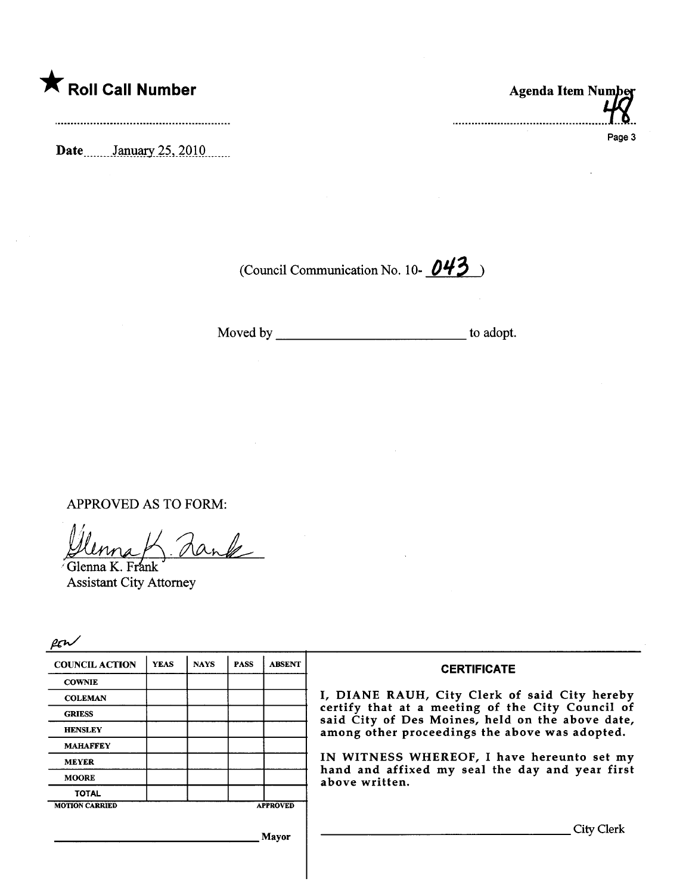★ **Roll Call Number**

Agenda Item Number 48

Date January 25, 2010

(Council Communication No. 10- 043 )

Moved by __________________________ to adopt.

APPROVED AS TO FORM:

Glenna K. Frank
Assistant City Attorney

| COUNCIL ACTION | YEAS | NAYS | PASS | ABSENT |
|---|---|---|---|---|
| COWNIE | | | | |
| COLEMAN | | | | |
| GRIESS | | | | |
| HENSLEY | | | | |
| MAHAFFEY | | | | |
| MEYER | | | | |
| MOORE | | | | |
| TOTAL | | | | |

MOTION CARRIED APPROVED

__________________________ Mayor

**CERTIFICATE**

I, DIANE RAUH, City Clerk of said City hereby certify that at a meeting of the City Council of said City of Des Moines, held on the above date, among other proceedings the above was adopted.

IN WITNESS WHEREOF, I have hereunto set my hand and affixed my seal the day and year first above written.

__________________________ City Clerk